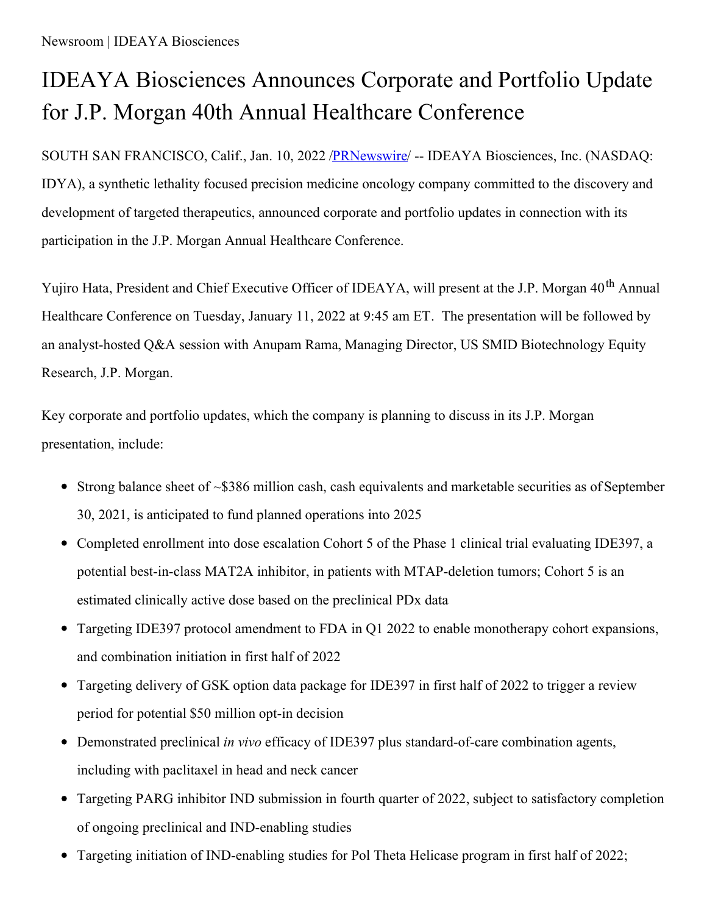Newsroom | IDEAYA Biosciences

# IDEAYA Biosciences Announces Corporate and Portfolio Update for J.P. Morgan 40th Annual Healthcare Conference

SOUTH SAN FRANCISCO, Calif., Jan. 10, 2022 /PRNewswire/ -- IDEAYA Biosciences, Inc. (NASDAQ: IDYA), a synthetic lethality focused precision medicine oncology company committed to the discovery and development of targeted therapeutics, announced corporate and portfolio updates in connection with its participation in the J.P. Morgan Annual Healthcare Conference.

Yujiro Hata, President and Chief Executive Officer of IDEAYA, will present at the J.P. Morgan 40$^{th}$ Annual Healthcare Conference on Tuesday, January 11, 2022 at 9:45 am ET. The presentation will be followed by an analyst-hosted Q&A session with Anupam Rama, Managing Director, US SMID Biotechnology Equity Research, J.P. Morgan.

Key corporate and portfolio updates, which the company is planning to discuss in its J.P. Morgan presentation, include:

- Strong balance sheet of ~$386 million cash, cash equivalents and marketable securities as of September 30, 2021, is anticipated to fund planned operations into 2025
- Completed enrollment into dose escalation Cohort 5 of the Phase 1 clinical trial evaluating IDE397, a potential best-in-class MAT2A inhibitor, in patients with MTAP-deletion tumors; Cohort 5 is an estimated clinically active dose based on the preclinical PDx data
- Targeting IDE397 protocol amendment to FDA in Q1 2022 to enable monotherapy cohort expansions, and combination initiation in first half of 2022
- Targeting delivery of GSK option data package for IDE397 in first half of 2022 to trigger a review period for potential $50 million opt-in decision
- Demonstrated preclinical *in vivo* efficacy of IDE397 plus standard-of-care combination agents, including with paclitaxel in head and neck cancer
- Targeting PARG inhibitor IND submission in fourth quarter of 2022, subject to satisfactory completion of ongoing preclinical and IND-enabling studies
- Targeting initiation of IND-enabling studies for Pol Theta Helicase program in first half of 2022;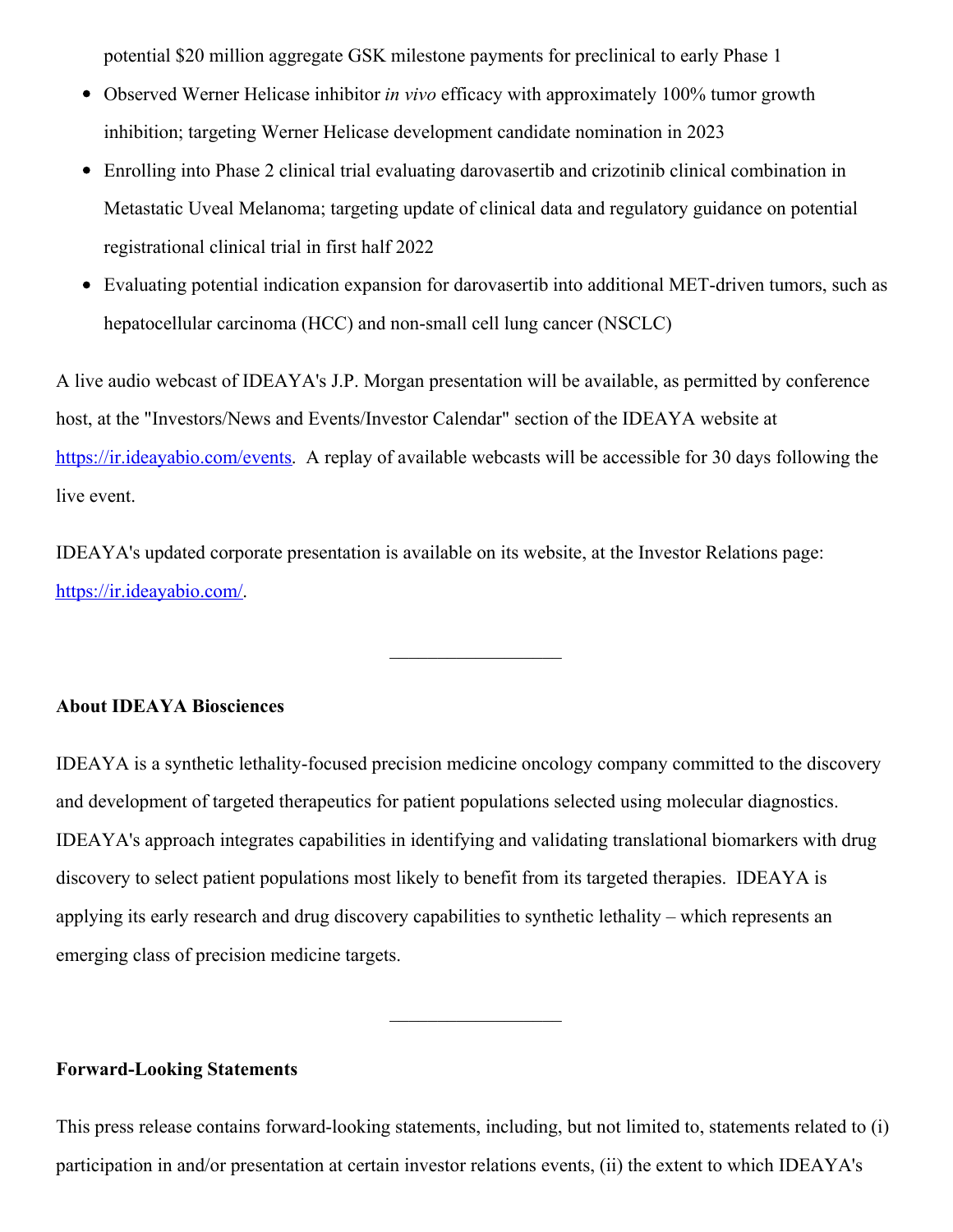potential $20 million aggregate GSK milestone payments for preclinical to early Phase 1

- Observed Werner Helicase inhibitor *in vivo* efficacy with approximately 100% tumor growth inhibition; targeting Werner Helicase development candidate nomination in 2023
- Enrolling into Phase 2 clinical trial evaluating darovasertib and crizotinib clinical combination in Metastatic Uveal Melanoma; targeting update of clinical data and regulatory guidance on potential registrational clinical trial in first half 2022
- Evaluating potential indication expansion for darovasertib into additional MET-driven tumors, such as hepatocellular carcinoma (HCC) and non-small cell lung cancer (NSCLC)

A live audio webcast of IDEAYA's J.P. Morgan presentation will be available, as permitted by conference host, at the "Investors/News and Events/Investor Calendar" section of the IDEAYA website at [https://ir.ideayabio.com/events](https://ir.ideayabio.com/events). A replay of available webcasts will be accessible for 30 days following the live event.

IDEAYA's updated corporate presentation is available on its website, at the Investor Relations page: [https://ir.ideayabio.com/](https://ir.ideayabio.com/).

---

**About IDEAYA Biosciences**

IDEAYA is a synthetic lethality-focused precision medicine oncology company committed to the discovery and development of targeted therapeutics for patient populations selected using molecular diagnostics. IDEAYA's approach integrates capabilities in identifying and validating translational biomarkers with drug discovery to select patient populations most likely to benefit from its targeted therapies. IDEAYA is applying its early research and drug discovery capabilities to synthetic lethality – which represents an emerging class of precision medicine targets.

---

**Forward-Looking Statements**

This press release contains forward-looking statements, including, but not limited to, statements related to (i) participation in and/or presentation at certain investor relations events, (ii) the extent to which IDEAYA's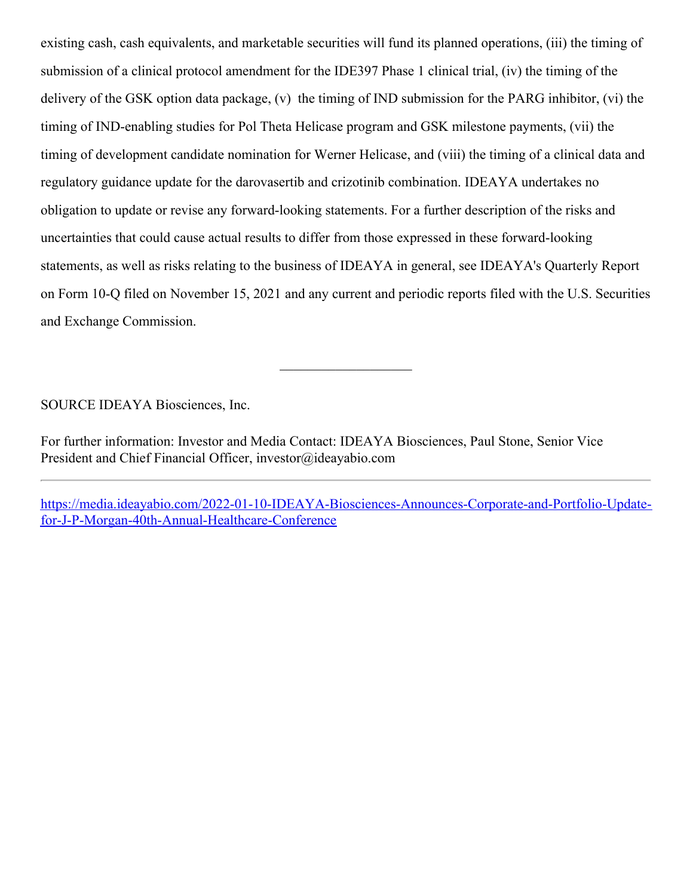existing cash, cash equivalents, and marketable securities will fund its planned operations, (iii) the timing of submission of a clinical protocol amendment for the IDE397 Phase 1 clinical trial, (iv) the timing of the delivery of the GSK option data package, (v) the timing of IND submission for the PARG inhibitor, (vi) the timing of IND-enabling studies for Pol Theta Helicase program and GSK milestone payments, (vii) the timing of development candidate nomination for Werner Helicase, and (viii) the timing of a clinical data and regulatory guidance update for the darovasertib and crizotinib combination. IDEAYA undertakes no obligation to update or revise any forward-looking statements. For a further description of the risks and uncertainties that could cause actual results to differ from those expressed in these forward-looking statements, as well as risks relating to the business of IDEAYA in general, see IDEAYA's Quarterly Report on Form 10-Q filed on November 15, 2021 and any current and periodic reports filed with the U.S. Securities and Exchange Commission.

---

SOURCE IDEAYA Biosciences, Inc.

For further information: Investor and Media Contact: IDEAYA Biosciences, Paul Stone, Senior Vice President and Chief Financial Officer, investor@ideayabio.com

---

https://media.ideayabio.com/2022-01-10-IDEAYA-Biosciences-Announces-Corporate-and-Portfolio-Update-for-J-P-Morgan-40th-Annual-Healthcare-Conference